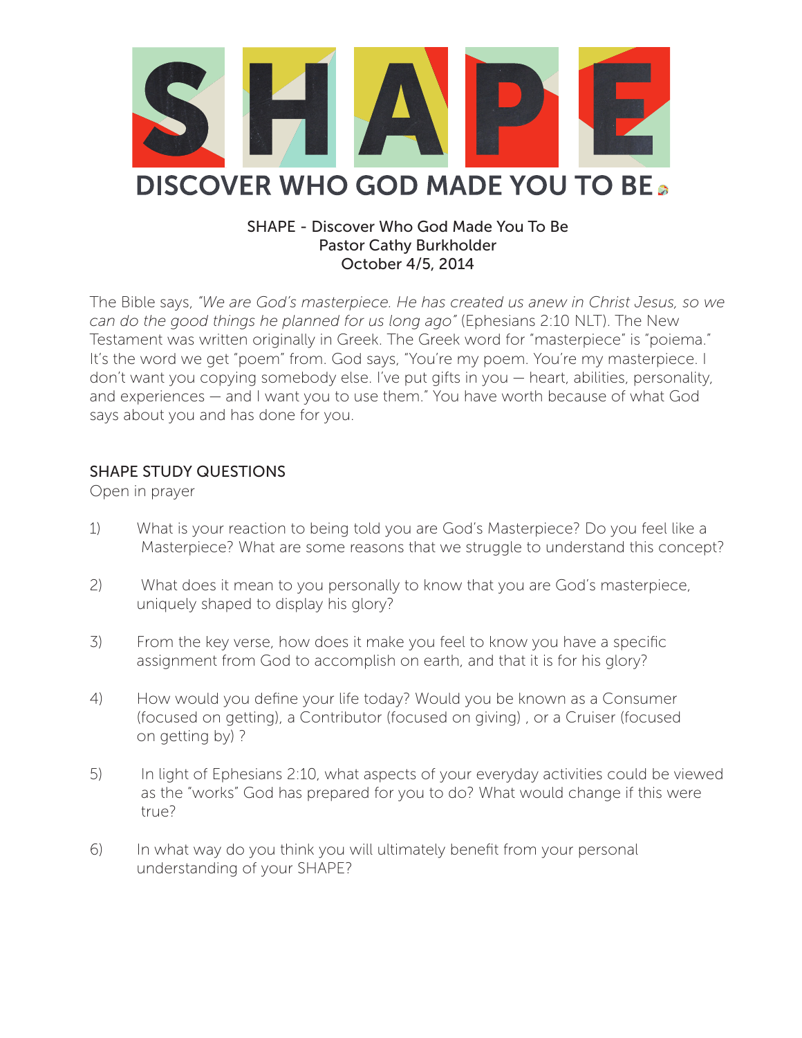# SHAPE

## DISCOVER WHO GOD MADE YOU TO BE

SHAPE - Discover Who God Made You To Be
Pastor Cathy Burkholder
October 4/5, 2014

The Bible says, *"We are God's masterpiece. He has created us anew in Christ Jesus, so we can do the good things he planned for us long ago"* (Ephesians 2:10 NLT). The New Testament was written originally in Greek. The Greek word for "masterpiece" is "poiema." It's the word we get "poem" from. God says, "You're my poem. You're my masterpiece. I don't want you copying somebody else. I've put gifts in you — heart, abilities, personality, and experiences — and I want you to use them." You have worth because of what God says about you and has done for you.

## SHAPE STUDY QUESTIONS

Open in prayer

1) What is your reaction to being told you are God's Masterpiece? Do you feel like a Masterpiece? What are some reasons that we struggle to understand this concept?

2) What does it mean to you personally to know that you are God's masterpiece, uniquely shaped to display his glory?

3) From the key verse, how does it make you feel to know you have a specific assignment from God to accomplish on earth, and that it is for his glory?

4) How would you define your life today? Would you be known as a Consumer (focused on getting), a Contributor (focused on giving) , or a Cruiser (focused on getting by) ?

5) In light of Ephesians 2:10, what aspects of your everyday activities could be viewed as the "works" God has prepared for you to do? What would change if this were true?

6) In what way do you think you will ultimately benefit from your personal understanding of your SHAPE?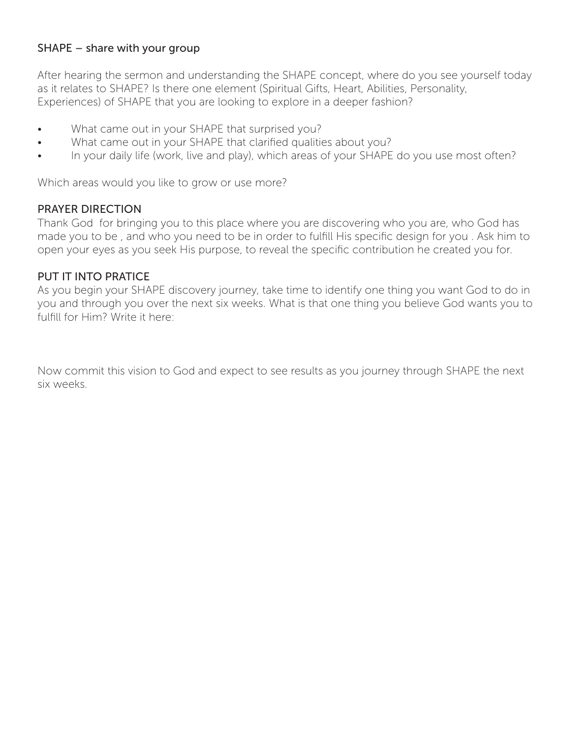## SHAPE – share with your group

After hearing the sermon and understanding the SHAPE concept, where do you see yourself today as it relates to SHAPE? Is there one element (Spiritual Gifts, Heart, Abilities, Personality, Experiences) of SHAPE that you are looking to explore in a deeper fashion?

- What came out in your SHAPE that surprised you?
- What came out in your SHAPE that clarified qualities about you?
- In your daily life (work, live and play), which areas of your SHAPE do you use most often?

Which areas would you like to grow or use more?

## PRAYER DIRECTION

Thank God for bringing you to this place where you are discovering who you are, who God has made you to be , and who you need to be in order to fulfill His specific design for you . Ask him to open your eyes as you seek His purpose, to reveal the specific contribution he created you for.

## PUT IT INTO PRATICE

As you begin your SHAPE discovery journey, take time to identify one thing you want God to do in you and through you over the next six weeks. What is that one thing you believe God wants you to fulfill for Him? Write it here:

Now commit this vision to God and expect to see results as you journey through SHAPE the next six weeks.